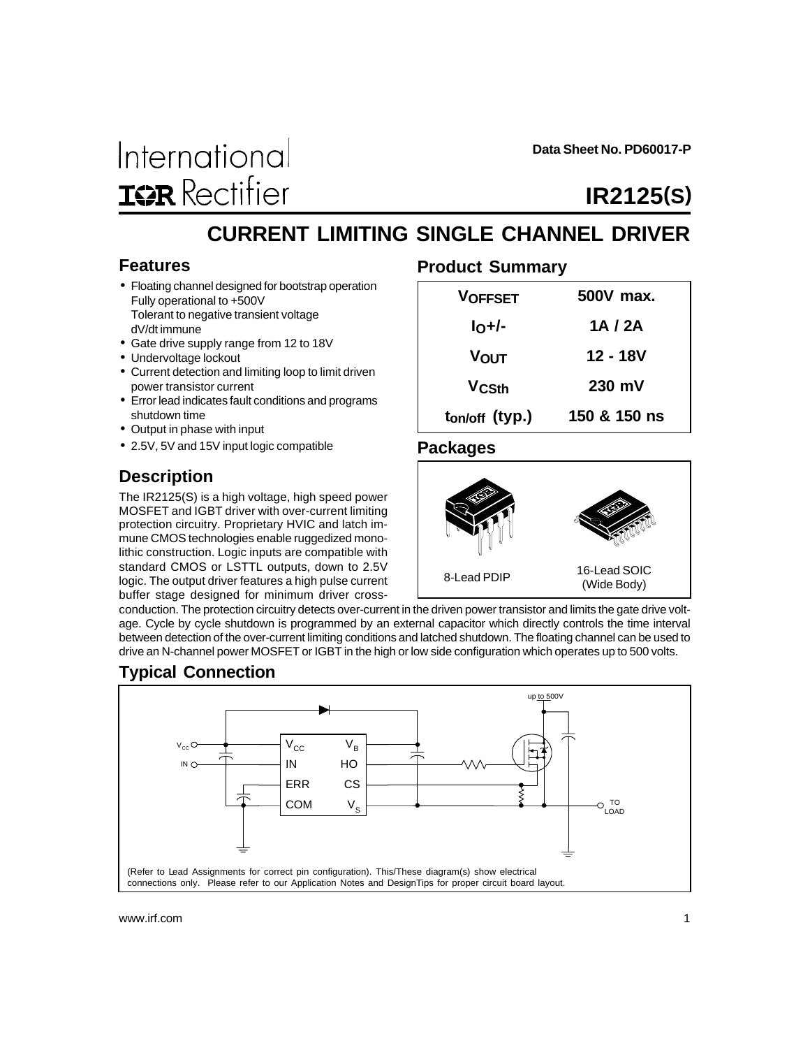Data Sheet No. PD60017-P

International IOR Rectifier

# IR2125(S)

## CURRENT LIMITING SINGLE CHANNEL DRIVER

### Features

- Floating channel designed for bootstrap operation Fully operational to +500V Tolerant to negative transient voltage dV/dt immune
- Gate drive supply range from 12 to 18V
- Undervoltage lockout
- Current detection and limiting loop to limit driven power transistor current
- Error lead indicates fault conditions and programs shutdown time
- Output in phase with input
- 2.5V, 5V and 15V input logic compatible

### Product Summary

| | |
|---|---|
| $V_{OFFSET}$ | 500V max. |
| $I_O$+/- | 1A / 2A |
| $V_{OUT}$ | 12 - 18V |
| $V_{CSth}$ | 230 mV |
| $t_{on/off}$ (typ.) | 150 & 150 ns |

### Packages

8-Lead PDIP

16-Lead SOIC (Wide Body)

### Description

The IR2125(S) is a high voltage, high speed power MOSFET and IGBT driver with over-current limiting protection circuitry. Proprietary HVIC and latch immune CMOS technologies enable ruggedized monolithic construction. Logic inputs are compatible with standard CMOS or LSTTL outputs, down to 2.5V logic. The output driver features a high pulse current buffer stage designed for minimum driver cross-conduction. The protection circuitry detects over-current in the driven power transistor and limits the gate drive voltage. Cycle by cycle shutdown is programmed by an external capacitor which directly controls the time interval between detection of the over-current limiting conditions and latched shutdown. The floating channel can be used to drive an N-channel power MOSFET or IGBT in the high or low side configuration which operates up to 500 volts.

### Typical Connection

up to 500V

$V_{CC}$, IN, ERR, COM, $V_B$, HO, CS, $V_S$, TO LOAD

(Refer to Lead Assignments for correct pin configuration). This/These diagram(s) show electrical connections only. Please refer to our Application Notes and DesignTips for proper circuit board layout.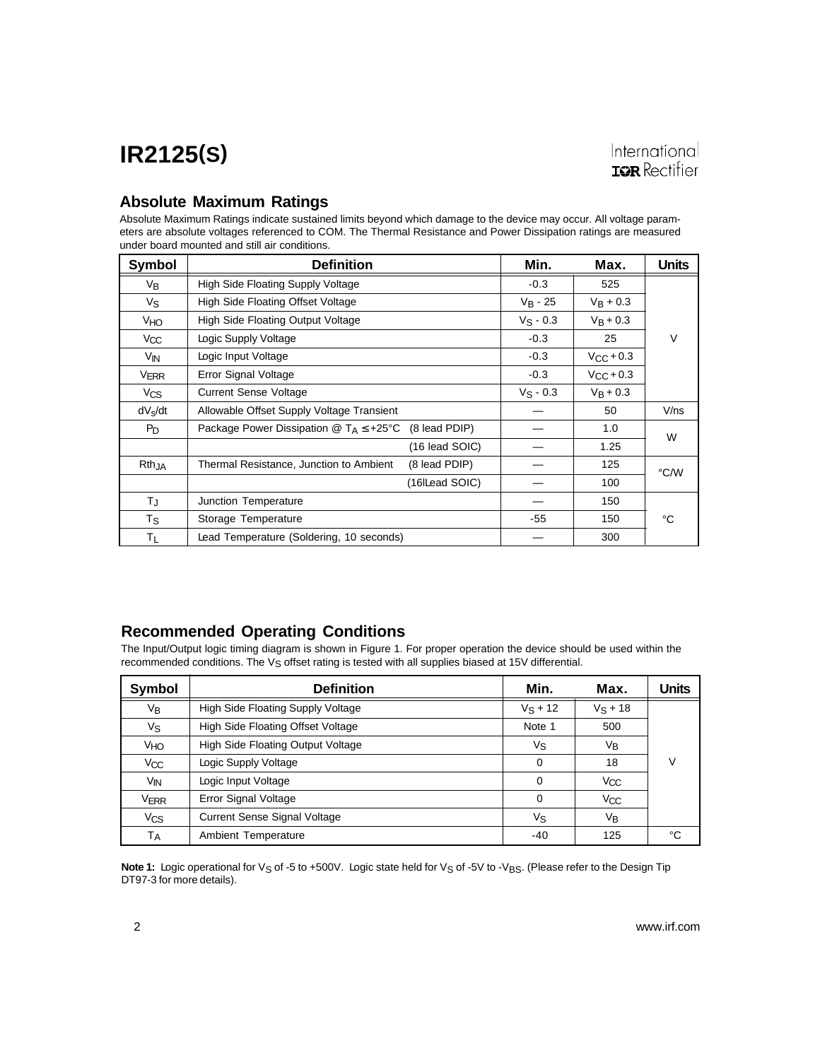## Absolute Maximum Ratings

Absolute Maximum Ratings indicate sustained limits beyond which damage to the device may occur. All voltage parameters are absolute voltages referenced to COM. The Thermal Resistance and Power Dissipation ratings are measured under board mounted and still air conditions.

| Symbol | Definition | | Min. | Max. | Units |
|---|---|---|---|---|---|
| $V_B$ | High Side Floating Supply Voltage | | -0.3 | 525 | V |
| $V_S$ | High Side Floating Offset Voltage | | $V_B$ - 25 | $V_B$ + 0.3 | |
| $V_{HO}$ | High Side Floating Output Voltage | | $V_S$ - 0.3 | $V_B$ + 0.3 | |
| $V_{CC}$ | Logic Supply Voltage | | -0.3 | 25 | |
| $V_{IN}$ | Logic Input Voltage | | -0.3 | $V_{CC}$ + 0.3 | |
| $V_{ERR}$ | Error Signal Voltage | | -0.3 | $V_{CC}$ + 0.3 | |
| $V_{CS}$ | Current Sense Voltage | | $V_S$ - 0.3 | $V_B$ + 0.3 | |
| $dV_s/dt$ | Allowable Offset Supply Voltage Transient | | — | 50 | V/ns |
| $P_D$ | Package Power Dissipation @ $T_A \le +25°C$ | (8 lead PDIP) | — | 1.0 | W |
| | | (16 lead SOIC) | — | 1.25 | |
| $Rth_{JA}$ | Thermal Resistance, Junction to Ambient | (8 lead PDIP) | — | 125 | °C/W |
| | | (16lLead SOIC) | — | 100 | |
| $T_J$ | Junction Temperature | | — | 150 | °C |
| $T_S$ | Storage Temperature | | -55 | 150 | |
| $T_L$ | Lead Temperature (Soldering, 10 seconds) | | — | 300 | |

## Recommended Operating Conditions

The Input/Output logic timing diagram is shown in Figure 1. For proper operation the device should be used within the recommended conditions. The $V_S$ offset rating is tested with all supplies biased at 15V differential.

| Symbol | Definition | Min. | Max. | Units |
|---|---|---|---|---|
| $V_B$ | High Side Floating Supply Voltage | $V_S$ + 12 | $V_S$ + 18 | V |
| $V_S$ | High Side Floating Offset Voltage | Note 1 | 500 | |
| $V_{HO}$ | High Side Floating Output Voltage | $V_S$ | $V_B$ | |
| $V_{CC}$ | Logic Supply Voltage | 0 | 18 | |
| $V_{IN}$ | Logic Input Voltage | 0 | $V_{CC}$ | |
| $V_{ERR}$ | Error Signal Voltage | 0 | $V_{CC}$ | |
| $V_{CS}$ | Current Sense Signal Voltage | $V_S$ | $V_B$ | |
| $T_A$ | Ambient Temperature | -40 | 125 | °C |

**Note 1:** Logic operational for $V_S$ of -5 to +500V. Logic state held for $V_S$ of -5V to -$V_{BS}$. (Please refer to the Design Tip DT97-3 for more details).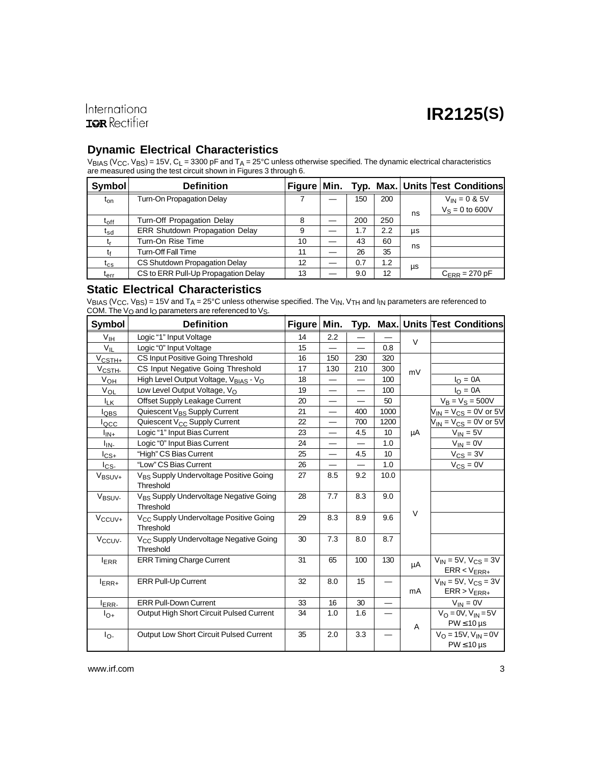## Dynamic Electrical Characteristics

$V_{BIAS}$ ($V_{CC}$, $V_{BS}$) = 15V, $C_L$ = 3300 pF and $T_A$ = 25°C unless otherwise specified. The dynamic electrical characteristics are measured using the test circuit shown in Figures 3 through 6.

| Symbol | Definition | Figure | Min. | Typ. | Max. | Units | Test Conditions |
|---|---|---|---|---|---|---|---|
| $t_{on}$ | Turn-On Propagation Delay | 7 | — | 150 | 200 | ns | $V_{IN}$ = 0 & 5V $V_S$ = 0 to 600V |
| $t_{off}$ | Turn-Off Propagation Delay | 8 | — | 200 | 250 | ns | |
| $t_{sd}$ | ERR Shutdown Propagation Delay | 9 | — | 1.7 | 2.2 | µs | |
| $t_r$ | Turn-On Rise Time | 10 | — | 43 | 60 | ns | |
| $t_f$ | Turn-Off Fall Time | 11 | — | 26 | 35 | ns | |
| $t_{cs}$ | CS Shutdown Propagation Delay | 12 | — | 0.7 | 1.2 | µs | |
| $t_{err}$ | CS to ERR Pull-Up Propagation Delay | 13 | — | 9.0 | 12 | µs | $C_{ERR}$ = 270 pF |

## Static Electrical Characteristics

$V_{BIAS}$ ($V_{CC}$, $V_{BS}$) = 15V and $T_A$ = 25°C unless otherwise specified. The $V_{IN}$, $V_{TH}$ and $I_{IN}$ parameters are referenced to COM. The $V_O$ and $I_O$ parameters are referenced to $V_S$.

| Symbol | Definition | Figure | Min. | Typ. | Max. | Units | Test Conditions |
|---|---|---|---|---|---|---|---|
| $V_{IH}$ | Logic "1" Input Voltage | 14 | 2.2 | — | — | V | |
| $V_{IL}$ | Logic "0" Input Voltage | 15 | — | — | 0.8 | V | |
| $V_{CSTH+}$ | CS Input Positive Going Threshold | 16 | 150 | 230 | 320 | mV | |
| $V_{CSTH-}$ | CS Input Negative Going Threshold | 17 | 130 | 210 | 300 | mV | |
| $V_{OH}$ | High Level Output Voltage, $V_{BIAS}$ - $V_O$ | 18 | — | — | 100 | mV | $I_O$ = 0A |
| $V_{OL}$ | Low Level Output Voltage, $V_O$ | 19 | — | — | 100 | mV | $I_O$ = 0A |
| $I_{LK}$ | Offset Supply Leakage Current | 20 | — | — | 50 | µA | $V_B$ = $V_S$ = 500V |
| $I_{QBS}$ | Quiescent $V_{BS}$ Supply Current | 21 | — | 400 | 1000 | µA | $V_{IN}$ = $V_{CS}$ = 0V or 5V |
| $I_{QCC}$ | Quiescent $V_{CC}$ Supply Current | 22 | — | 700 | 1200 | µA | $V_{IN}$ = $V_{CS}$ = 0V or 5V |
| $I_{IN+}$ | Logic "1" Input Bias Current | 23 | — | 4.5 | 10 | µA | $V_{IN}$ = 5V |
| $I_{IN-}$ | Logic "0" Input Bias Current | 24 | — | — | 1.0 | µA | $V_{IN}$ = 0V |
| $I_{CS+}$ | "High" CS Bias Current | 25 | — | 4.5 | 10 | µA | $V_{CS}$ = 3V |
| $I_{CS-}$ | "Low" CS Bias Current | 26 | — | — | 1.0 | µA | $V_{CS}$ = 0V |
| $V_{BSUV+}$ | $V_{BS}$ Supply Undervoltage Positive Going Threshold | 27 | 8.5 | 9.2 | 10.0 | V | |
| $V_{BSUV-}$ | $V_{BS}$ Supply Undervoltage Negative Going Threshold | 28 | 7.7 | 8.3 | 9.0 | V | |
| $V_{CCUV+}$ | $V_{CC}$ Supply Undervoltage Positive Going Threshold | 29 | 8.3 | 8.9 | 9.6 | V | |
| $V_{CCUV-}$ | $V_{CC}$ Supply Undervoltage Negative Going Threshold | 30 | 7.3 | 8.0 | 8.7 | V | |
| $I_{ERR}$ | ERR Timing Charge Current | 31 | 65 | 100 | 130 | µA | $V_{IN}$ = 5V, $V_{CS}$ = 3V ERR < $V_{ERR+}$ |
| $I_{ERR+}$ | ERR Pull-Up Current | 32 | 8.0 | 15 | — | mA | $V_{IN}$ = 5V, $V_{CS}$ = 3V ERR > $V_{ERR+}$ |
| $I_{ERR-}$ | ERR Pull-Down Current | 33 | 16 | 30 | — | mA | $V_{IN}$ = 0V |
| $I_{O+}$ | Output High Short Circuit Pulsed Current | 34 | 1.0 | 1.6 | — | A | $V_O$ = 0V, $V_{IN}$ = 5V PW ≤ 10 µs |
| $I_{O-}$ | Output Low Short Circuit Pulsed Current | 35 | 2.0 | 3.3 | — | A | $V_O$ = 15V, $V_{IN}$ = 0V PW ≤ 10 µs |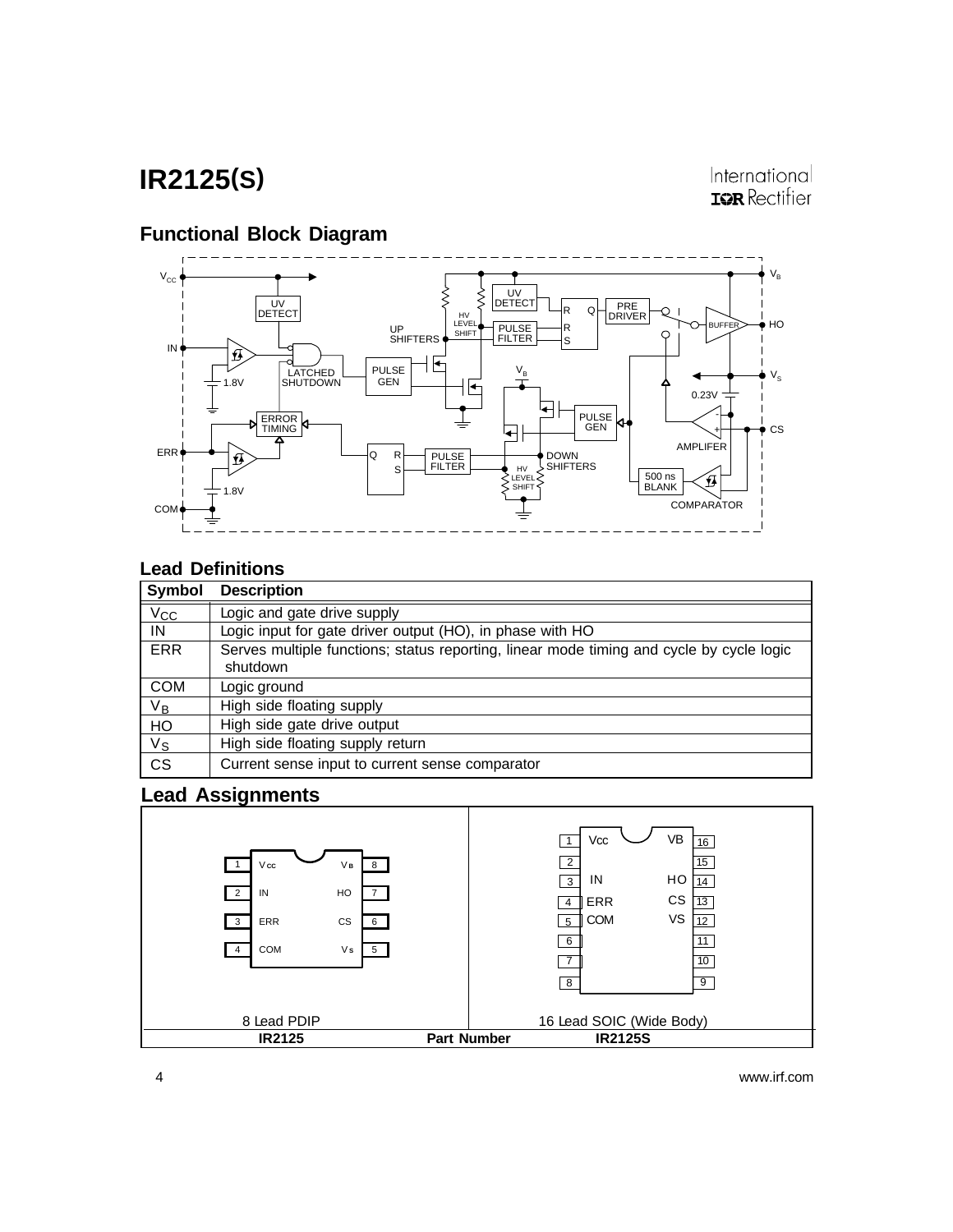## Functional Block Diagram

## Lead Definitions

| Symbol | Description |
| --- | --- |
| $V_{CC}$ | Logic and gate drive supply |
| IN | Logic input for gate driver output (HO), in phase with HO |
| ERR | Serves multiple functions; status reporting, linear mode timing and cycle by cycle logic shutdown |
| COM | Logic ground |
| $V_B$ | High side floating supply |
| HO | High side gate drive output |
| $V_S$ | High side floating supply return |
| CS | Current sense input to current sense comparator |

## Lead Assignments

| 8 Lead PDIP | | 16 Lead SOIC (Wide Body) |
| --- | --- | --- |
| 1 Vcc, 2 IN, 3 ERR, 4 COM, 5 Vs, 6 CS, 7 HO, 8 VB | | 1 Vcc, 3 IN, 4 ERR, 5 COM, 12 VS, 13 CS, 14 HO, 16 VB |
| **IR2125** | **Part Number** | **IR2125S** |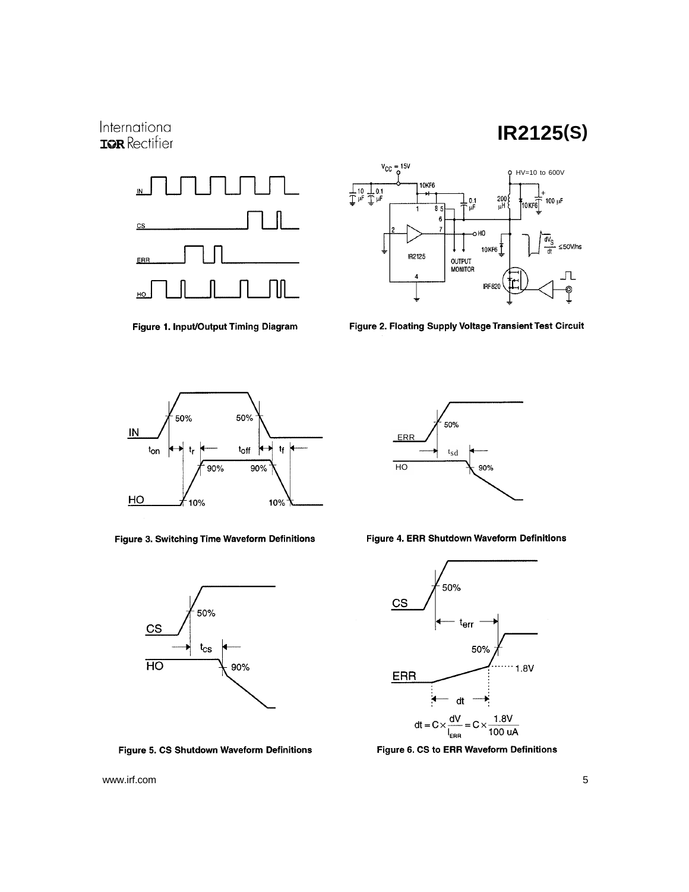Figure 1. Input/Output Timing Diagram

Figure 2. Floating Supply Voltage Transient Test Circuit

Figure 3. Switching Time Waveform Definitions

Figure 4. ERR Shutdown Waveform Definitions

Figure 5. CS Shutdown Waveform Definitions

$$dt = C \times \frac{dV}{I_{ERR}} = C \times \frac{1.8V}{100\ uA}$$

Figure 6. CS to ERR Waveform Definitions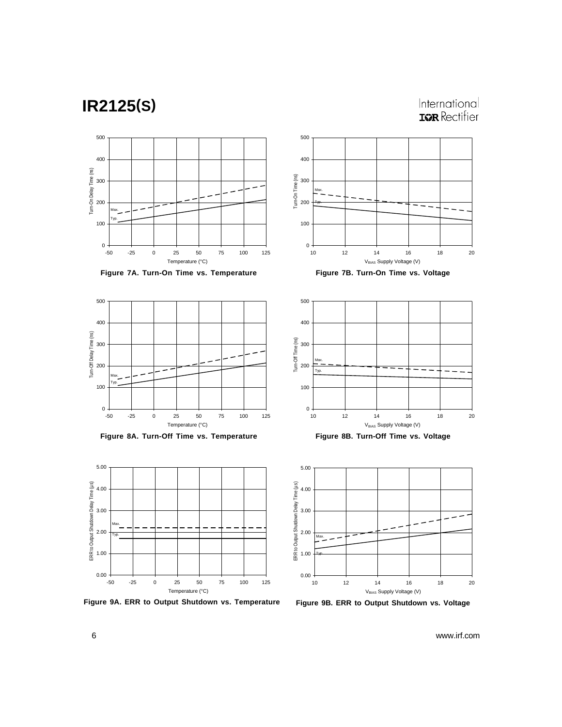Figure 7A. Turn-On Time vs. Temperature

Figure 7B. Turn-On Time vs. Voltage

Figure 8A. Turn-Off Time vs. Temperature

Figure 8B. Turn-Off Time vs. Voltage

Figure 9A. ERR to Output Shutdown vs. Temperature

Figure 9B. ERR to Output Shutdown vs. Voltage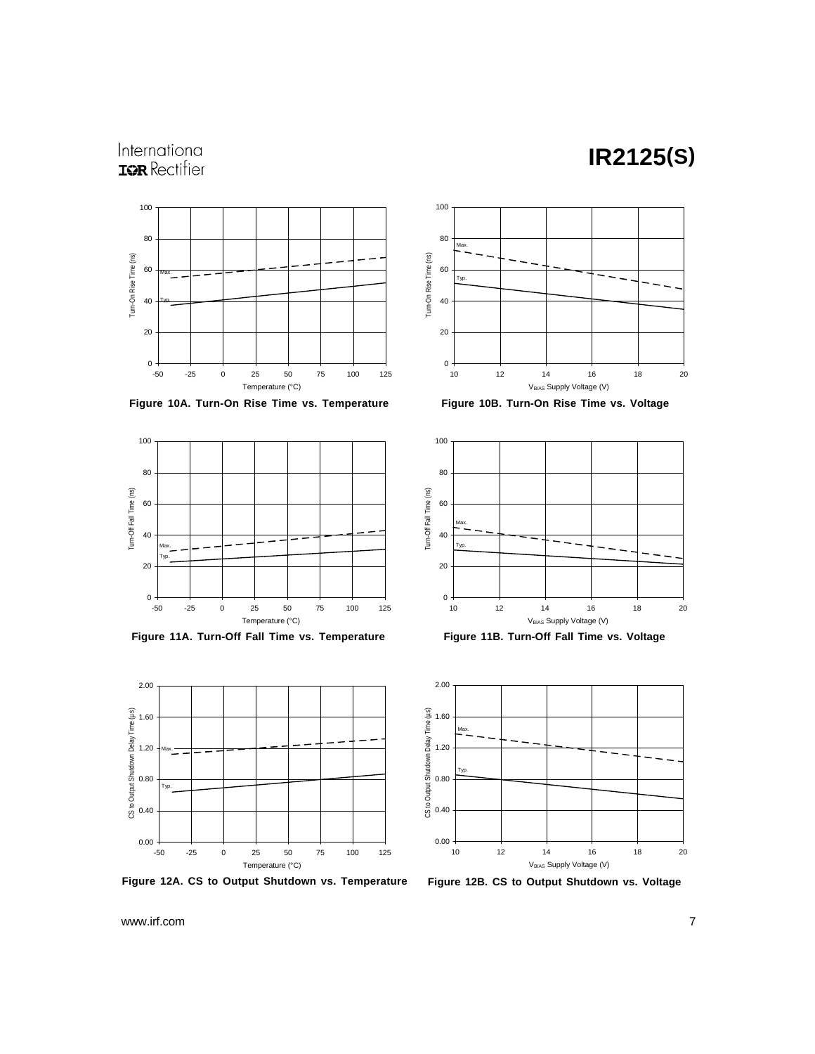Figure 10A. Turn-On Rise Time vs. Temperature

Figure 10B. Turn-On Rise Time vs. Voltage

Figure 11A. Turn-Off Fall Time vs. Temperature

Figure 11B. Turn-Off Fall Time vs. Voltage

Figure 12A. CS to Output Shutdown vs. Temperature

Figure 12B. CS to Output Shutdown vs. Voltage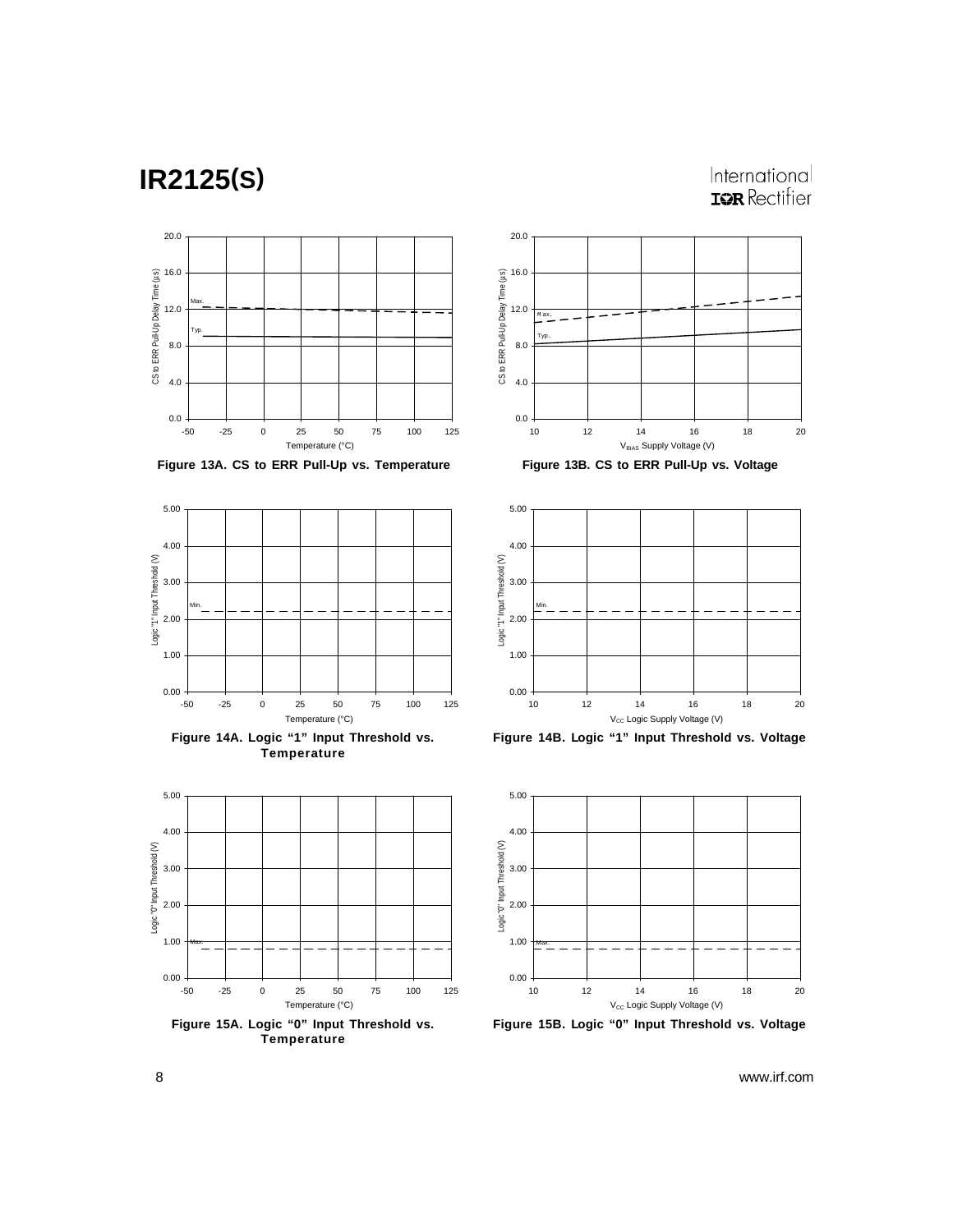Figure 13A. CS to ERR Pull-Up vs. Temperature

Figure 13B. CS to ERR Pull-Up vs. Voltage

Figure 14A. Logic "1" Input Threshold vs. Temperature

Figure 14B. Logic "1" Input Threshold vs. Voltage

Figure 15A. Logic "0" Input Threshold vs. Temperature

Figure 15B. Logic "0" Input Threshold vs. Voltage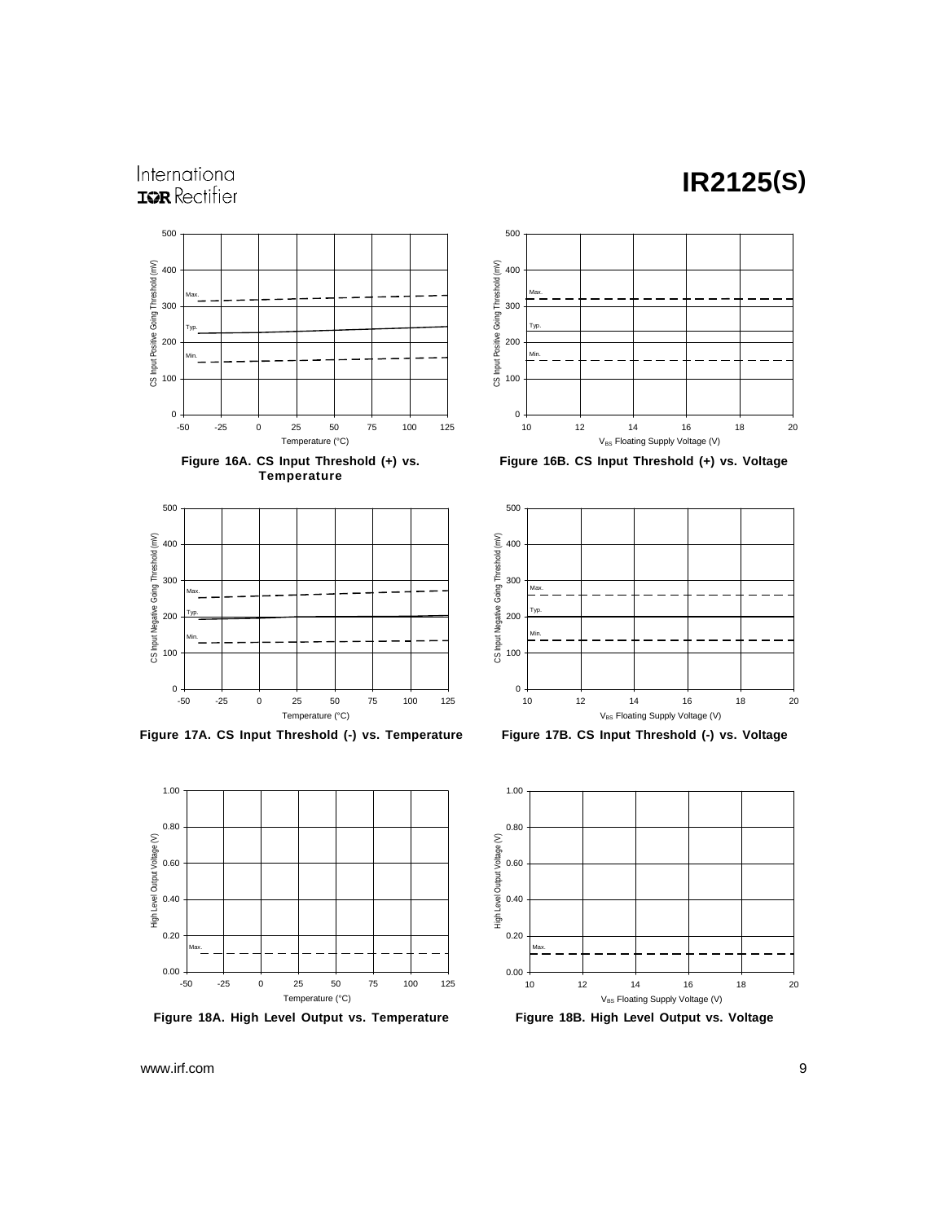Figure 16A. CS Input Threshold (+) vs. Temperature

Figure 16B. CS Input Threshold (+) vs. Voltage

Figure 17A. CS Input Threshold (-) vs. Temperature

Figure 17B. CS Input Threshold (-) vs. Voltage

Figure 18A. High Level Output vs. Temperature

Figure 18B. High Level Output vs. Voltage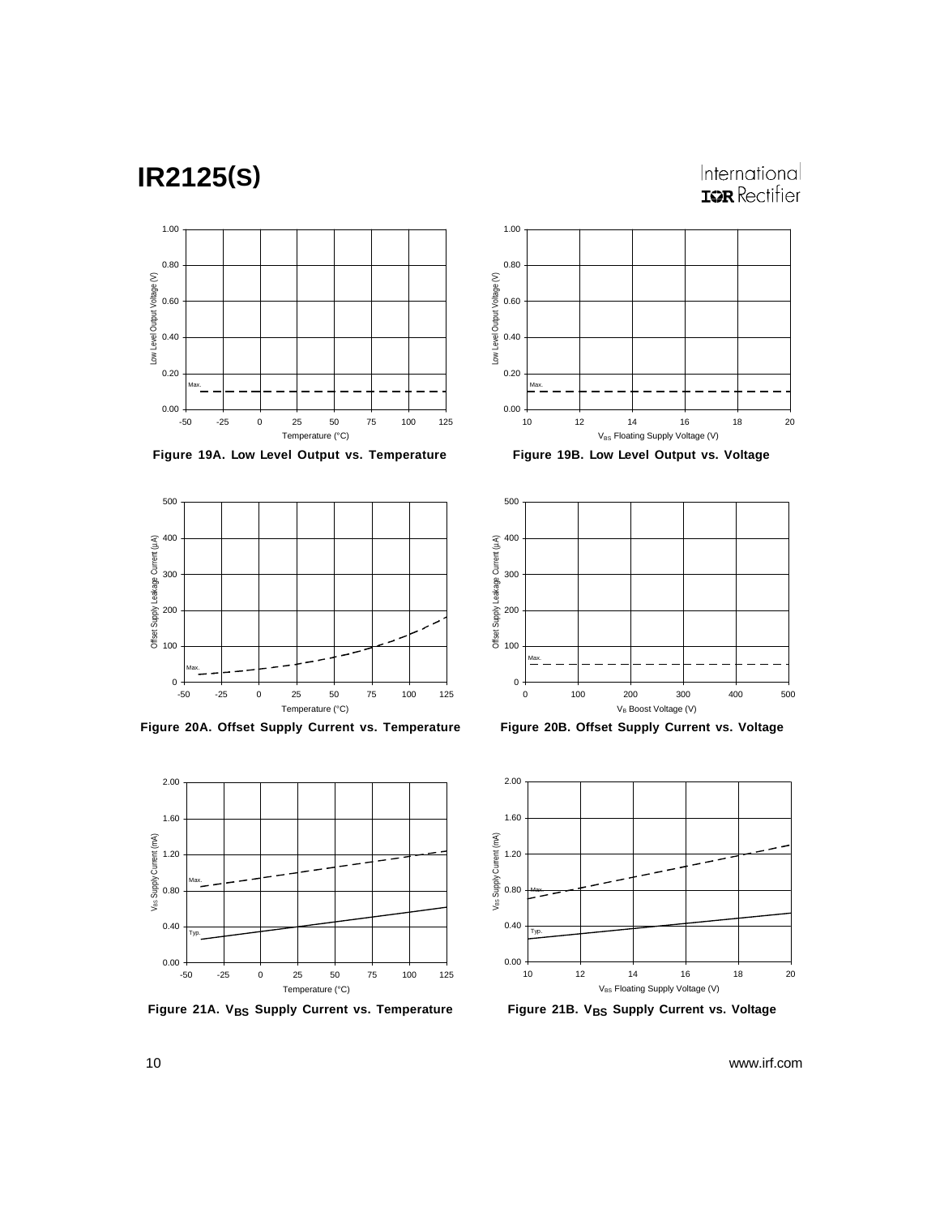Figure 19A. Low Level Output vs. Temperature

Figure 19B. Low Level Output vs. Voltage

Figure 20A. Offset Supply Current vs. Temperature

Figure 20B. Offset Supply Current vs. Voltage

Figure 21A. $V_{BS}$ Supply Current vs. Temperature

Figure 21B. $V_{BS}$ Supply Current vs. Voltage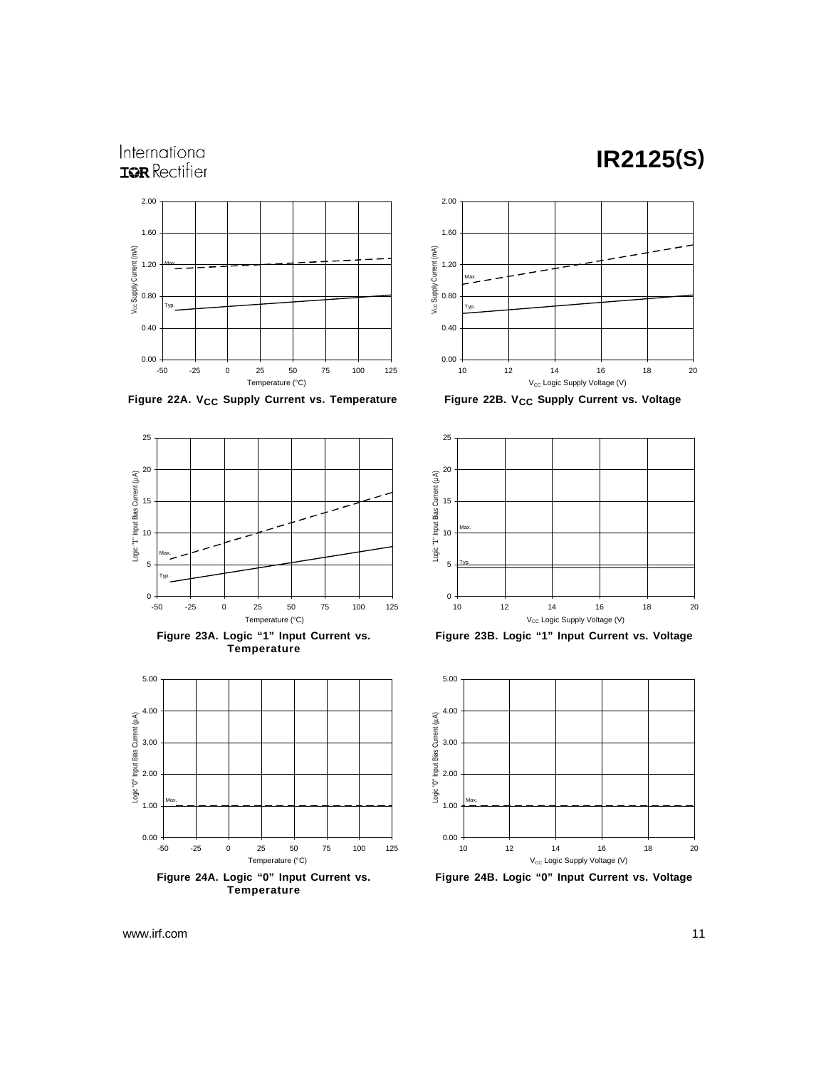Figure 22A. $V_{CC}$ Supply Current vs. Temperature

Figure 22B. $V_{CC}$ Supply Current vs. Voltage

Figure 23A. Logic "1" Input Current vs. Temperature

Figure 23B. Logic "1" Input Current vs. Voltage

Figure 24A. Logic "0" Input Current vs. Temperature

Figure 24B. Logic "0" Input Current vs. Voltage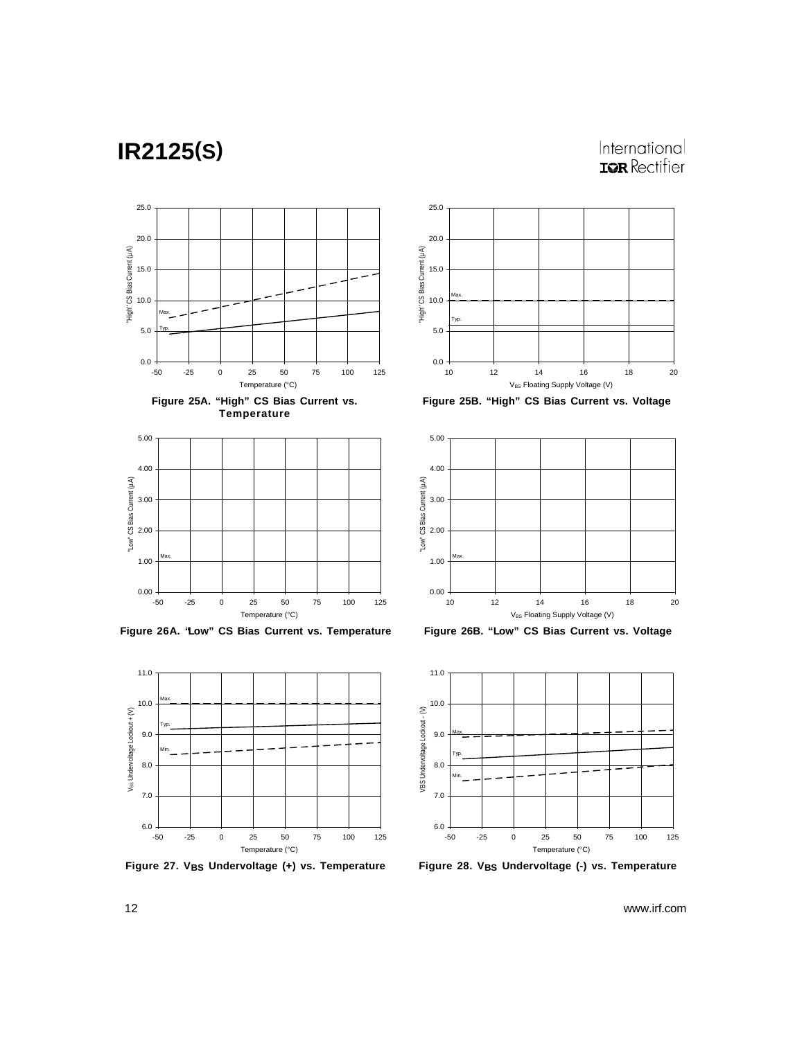Figure 25A. "High" CS Bias Current vs. Temperature

Figure 25B. "High" CS Bias Current vs. Voltage

Figure 26A. "Low" CS Bias Current vs. Temperature

Figure 26B. "Low" CS Bias Current vs. Voltage

Figure 27. $V_{BS}$ Undervoltage (+) vs. Temperature

Figure 28. $V_{BS}$ Undervoltage (-) vs. Temperature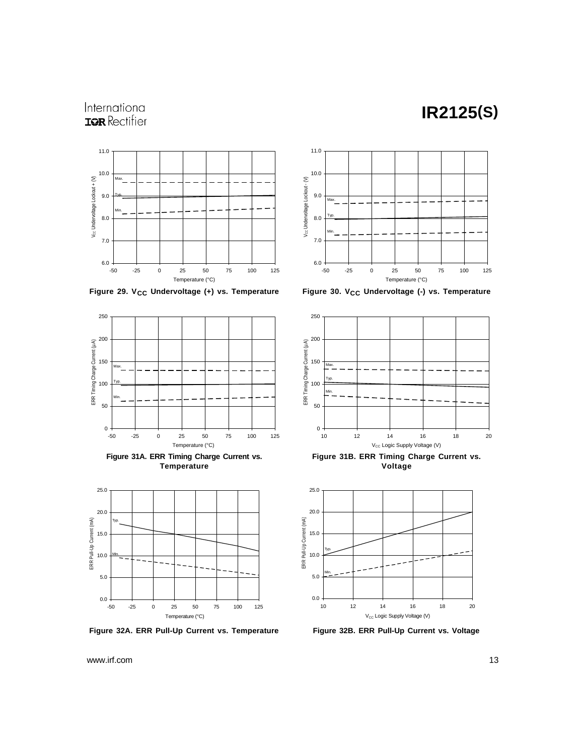Figure 29. $V_{CC}$ Undervoltage (+) vs. Temperature

Figure 30. $V_{CC}$ Undervoltage (-) vs. Temperature

Figure 31A. ERR Timing Charge Current vs. Temperature

Figure 31B. ERR Timing Charge Current vs. Voltage

Figure 32A. ERR Pull-Up Current vs. Temperature

Figure 32B. ERR Pull-Up Current vs. Voltage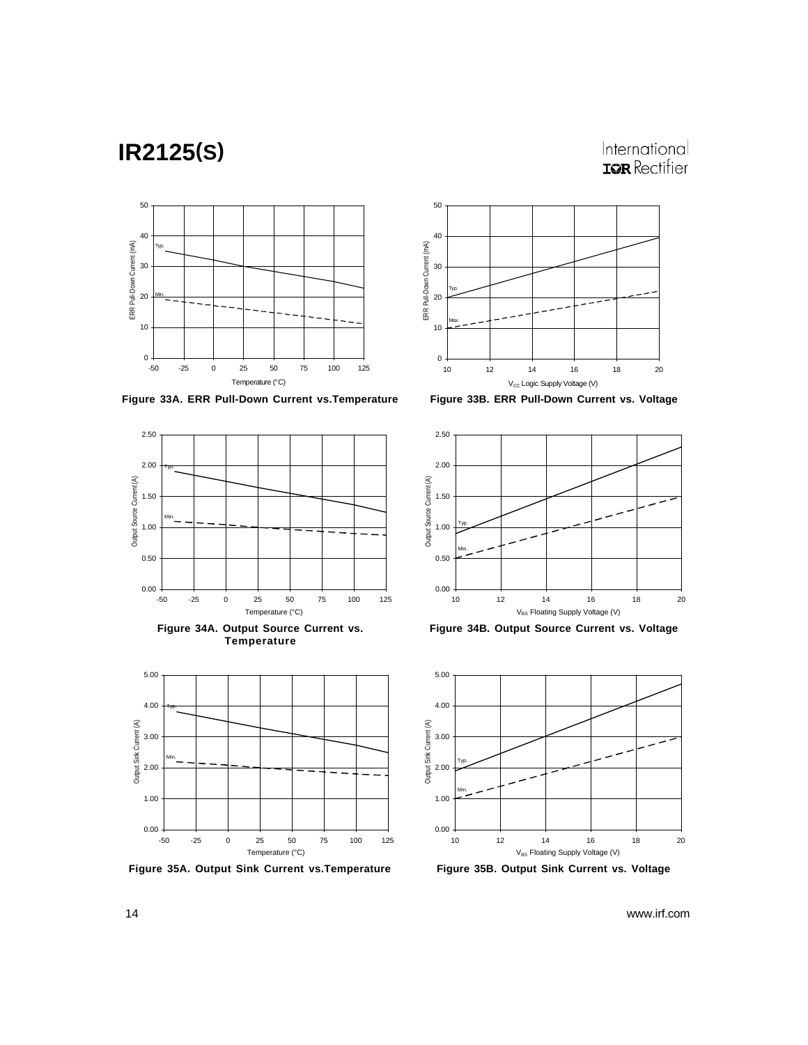Figure 33A. ERR Pull-Down Current vs.Temperature

Figure 33B. ERR Pull-Down Current vs. Voltage

Figure 34A. Output Source Current vs. Temperature

Figure 34B. Output Source Current vs. Voltage

Figure 35A. Output Sink Current vs.Temperature

Figure 35B. Output Sink Current vs. Voltage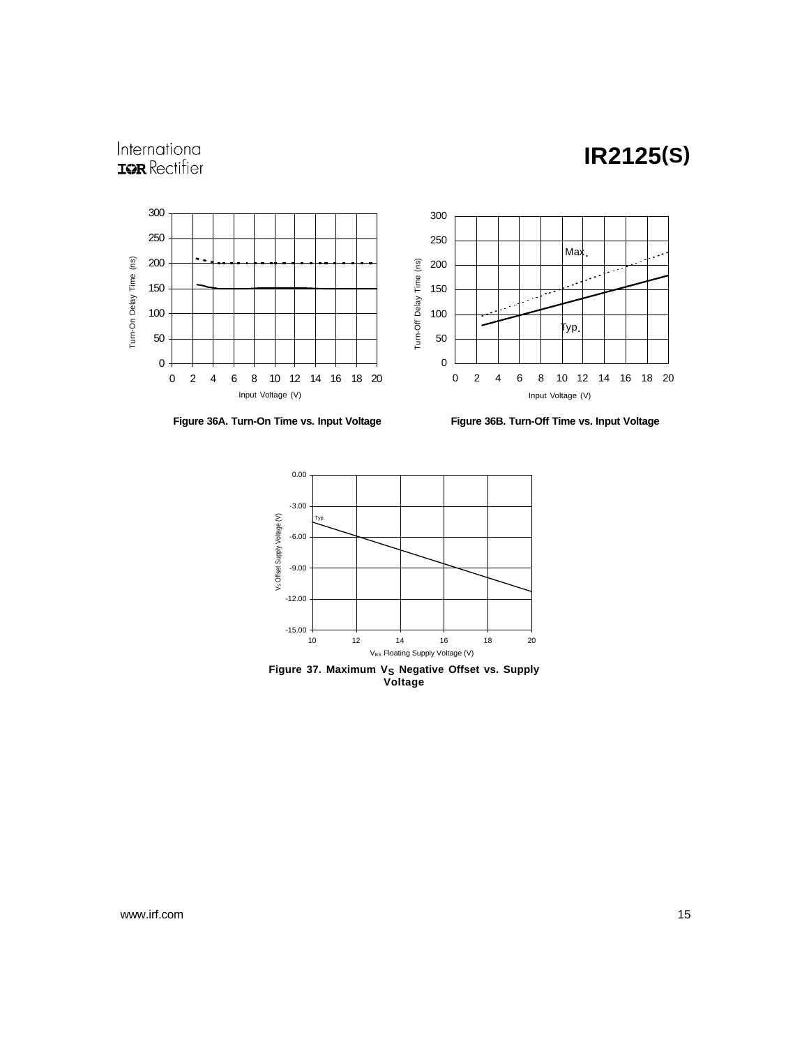Figure 36A. Turn-On Time vs. Input Voltage

Figure 36B. Turn-Off Time vs. Input Voltage

Figure 37. Maximum $V_S$ Negative Offset vs. Supply Voltage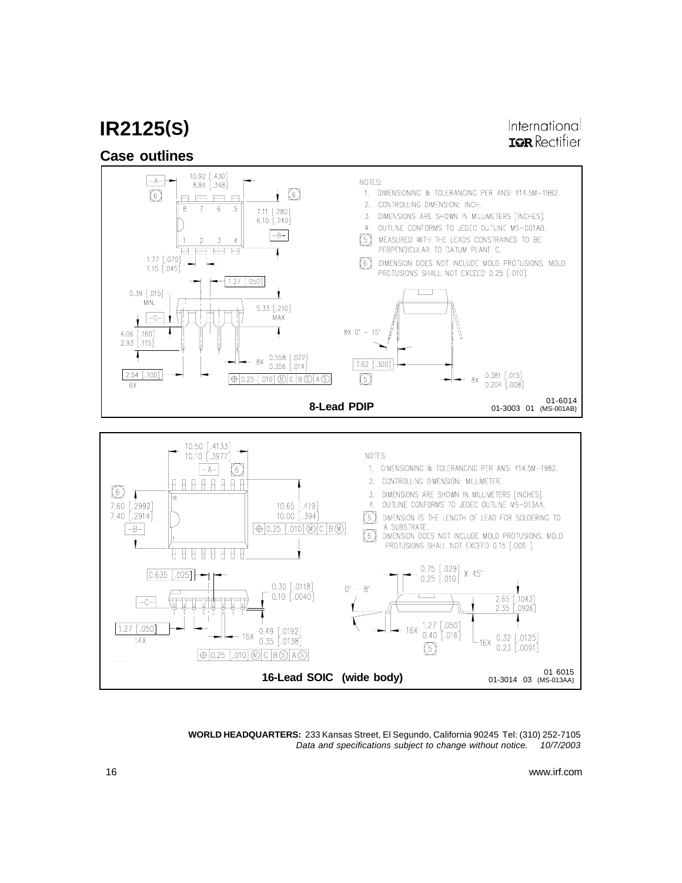## Case outlines

NOTES:

1. DIMENSIONING & TOLERANCING PER ANSI Y14.5M-1982.
2. CONTROLLING DIMENSION: INCH.
3. DIMENSIONS ARE SHOWN IN MILLIMETERS [INCHES].
4. OUTLINE CONFORMS TO JEDEC OUTLINE MS-001AB.
5. MEASURED WITH THE LEADS CONSTRAINED TO BE PERPENDICULAR TO DATUM PLANE C.
6. DIMENSION DOES NOT INCLUDE MOLD PROTUSIONS. MOLD PROTUSIONS SHALL NOT EXCEED 0.25 [.010].

10.92 [.430]
8.84 [.348]
7.11 [.280]
6.10 [.240]
1.77 [.070]
1.15 [.045]
1.27 [.050]
0.39 [.015] MIN.
5.33 [.210] MAX
4.06 [.160]
2.93 [.115]
8X 0.558 [.022]
0.356 [.014]
2.54 [.100] 6X
0.25 [.010] M C B S A S
8X 0° - 15°
7.62 [.300]
8X 0.381 [.015]
0.204 [.008]

**8-Lead PDIP**

01-6014
01-3003 01 (MS-001AB)

NOTES:

1. DIMENSIONING & TOLERANCING PER ANSI Y14.5M-1982.
2. CONTROLLING DIMENSION: MILLIMETER.
3. DIMENSIONS ARE SHOWN IN MILLIMETERS [INCHES].
4. OUTLINE CONFORMS TO JEDEC OUTLINE MS-013AA.
5. DIMENSION IS THE LENGTH OF LEAD FOR SOLDERING TO A SUBSTRATE.
6. DIMENSION DOES NOT INCLUDE MOLD PROTUSIONS. MOLD PROTUSIONS SHALL NOT EXCEED 0.15 [.006 ].

10.50 [.4133]
10.10 [.3977]
7.60 [.2992]
7.40 [.2914]
10.65 [.419]
10.00 [.394]
0.25 [.010] M C B M
0.635 [.025]
0.30 [.0118]
0.10 [.0040]
1.27 [.050] 14X
16X 0.49 [.0192]
0.35 [.0138]
0.25 [.010] M C B S A S
0.75 [.029]
0.25 [.010] X 45°
0° - 8°
2.65 [.1043]
2.35 [.0926]
16X 1.27 [.050]
0.40 [.016]
16X 0.32 [.0125]
0.23 [.0091]

**16-Lead SOIC (wide body)**

01 6015
01-3014 03 (MS-013AA)

**WORLD HEADQUARTERS:** 233 Kansas Street, El Segundo, California 90245 Tel: (310) 252-7105
*Data and specifications subject to change without notice. 10/7/2003*